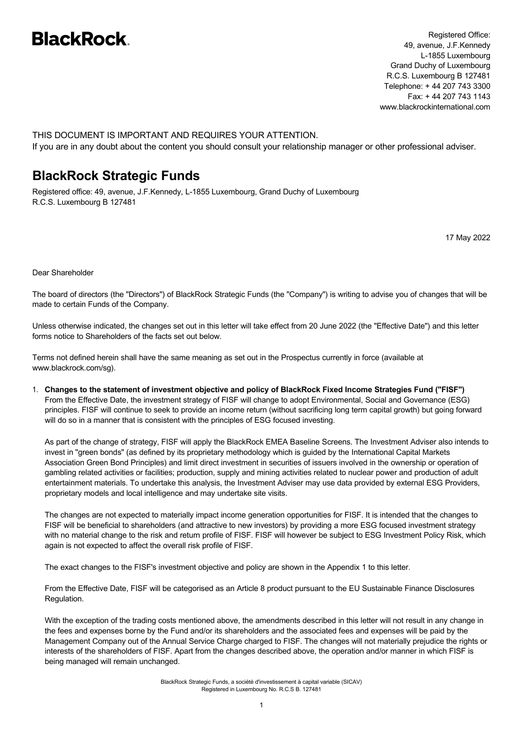**BlackRock**

Registered Office:
49, avenue, J.F.Kennedy
L-1855 Luxembourg
Grand Duchy of Luxembourg
R.C.S. Luxembourg B 127481
Telephone: + 44 207 743 3300
Fax: + 44 207 743 1143
www.blackrockinternational.com

THIS DOCUMENT IS IMPORTANT AND REQUIRES YOUR ATTENTION.
If you are in any doubt about the content you should consult your relationship manager or other professional adviser.

# BlackRock Strategic Funds

Registered office: 49, avenue, J.F.Kennedy, L-1855 Luxembourg, Grand Duchy of Luxembourg
R.C.S. Luxembourg B 127481

17 May 2022

Dear Shareholder

The board of directors (the "Directors") of BlackRock Strategic Funds (the "Company") is writing to advise you of changes that will be made to certain Funds of the Company.

Unless otherwise indicated, the changes set out in this letter will take effect from 20 June 2022 (the "Effective Date") and this letter forms notice to Shareholders of the facts set out below.

Terms not defined herein shall have the same meaning as set out in the Prospectus currently in force (available at www.blackrock.com/sg).

1. **Changes to the statement of investment objective and policy of BlackRock Fixed Income Strategies Fund ("FISF")**
   From the Effective Date, the investment strategy of FISF will change to adopt Environmental, Social and Governance (ESG) principles. FISF will continue to seek to provide an income return (without sacrificing long term capital growth) but going forward will do so in a manner that is consistent with the principles of ESG focused investing.

   As part of the change of strategy, FISF will apply the BlackRock EMEA Baseline Screens. The Investment Adviser also intends to invest in "green bonds" (as defined by its proprietary methodology which is guided by the International Capital Markets Association Green Bond Principles) and limit direct investment in securities of issuers involved in the ownership or operation of gambling related activities or facilities; production, supply and mining activities related to nuclear power and production of adult entertainment materials. To undertake this analysis, the Investment Adviser may use data provided by external ESG Providers, proprietary models and local intelligence and may undertake site visits.

   The changes are not expected to materially impact income generation opportunities for FISF. It is intended that the changes to FISF will be beneficial to shareholders (and attractive to new investors) by providing a more ESG focused investment strategy with no material change to the risk and return profile of FISF. FISF will however be subject to ESG Investment Policy Risk, which again is not expected to affect the overall risk profile of FISF.

   The exact changes to the FISF's investment objective and policy are shown in the Appendix 1 to this letter.

   From the Effective Date, FISF will be categorised as an Article 8 product pursuant to the EU Sustainable Finance Disclosures Regulation.

   With the exception of the trading costs mentioned above, the amendments described in this letter will not result in any change in the fees and expenses borne by the Fund and/or its shareholders and the associated fees and expenses will be paid by the Management Company out of the Annual Service Charge charged to FISF. The changes will not materially prejudice the rights or interests of the shareholders of FISF. Apart from the changes described above, the operation and/or manner in which FISF is being managed will remain unchanged.

BlackRock Strategic Funds, a société d'investissement à capital variable (SICAV)
Registered in Luxembourg No. R.C.S B. 127481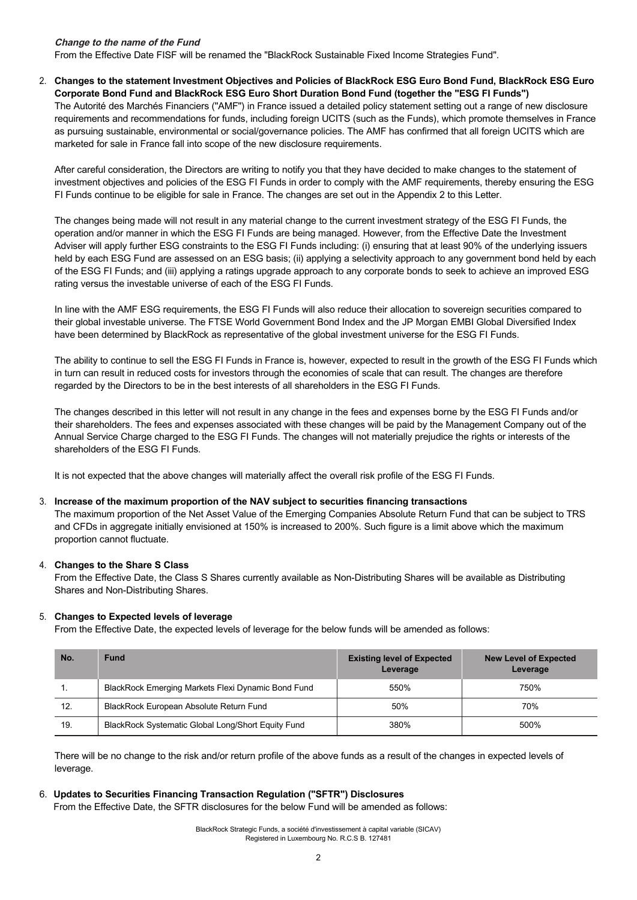***Change to the name of the Fund***

From the Effective Date FISF will be renamed the "BlackRock Sustainable Fixed Income Strategies Fund".

2. **Changes to the statement Investment Objectives and Policies of BlackRock ESG Euro Bond Fund, BlackRock ESG Euro Corporate Bond Fund and BlackRock ESG Euro Short Duration Bond Fund (together the "ESG FI Funds")**

   The Autorité des Marchés Financiers ("AMF") in France issued a detailed policy statement setting out a range of new disclosure requirements and recommendations for funds, including foreign UCITS (such as the Funds), which promote themselves in France as pursuing sustainable, environmental or social/governance policies. The AMF has confirmed that all foreign UCITS which are marketed for sale in France fall into scope of the new disclosure requirements.

   After careful consideration, the Directors are writing to notify you that they have decided to make changes to the statement of investment objectives and policies of the ESG FI Funds in order to comply with the AMF requirements, thereby ensuring the ESG FI Funds continue to be eligible for sale in France. The changes are set out in the Appendix 2 to this Letter.

   The changes being made will not result in any material change to the current investment strategy of the ESG FI Funds, the operation and/or manner in which the ESG FI Funds are being managed. However, from the Effective Date the Investment Adviser will apply further ESG constraints to the ESG FI Funds including: (i) ensuring that at least 90% of the underlying issuers held by each ESG Fund are assessed on an ESG basis; (ii) applying a selectivity approach to any government bond held by each of the ESG FI Funds; and (iii) applying a ratings upgrade approach to any corporate bonds to seek to achieve an improved ESG rating versus the investable universe of each of the ESG FI Funds.

   In line with the AMF ESG requirements, the ESG FI Funds will also reduce their allocation to sovereign securities compared to their global investable universe. The FTSE World Government Bond Index and the JP Morgan EMBI Global Diversified Index have been determined by BlackRock as representative of the global investment universe for the ESG FI Funds.

   The ability to continue to sell the ESG FI Funds in France is, however, expected to result in the growth of the ESG FI Funds which in turn can result in reduced costs for investors through the economies of scale that can result. The changes are therefore regarded by the Directors to be in the best interests of all shareholders in the ESG FI Funds.

   The changes described in this letter will not result in any change in the fees and expenses borne by the ESG FI Funds and/or their shareholders. The fees and expenses associated with these changes will be paid by the Management Company out of the Annual Service Charge charged to the ESG FI Funds. The changes will not materially prejudice the rights or interests of the shareholders of the ESG FI Funds.

   It is not expected that the above changes will materially affect the overall risk profile of the ESG FI Funds.

3. **Increase of the maximum proportion of the NAV subject to securities financing transactions**

   The maximum proportion of the Net Asset Value of the Emerging Companies Absolute Return Fund that can be subject to TRS and CFDs in aggregate initially envisioned at 150% is increased to 200%. Such figure is a limit above which the maximum proportion cannot fluctuate.

4. **Changes to the Share S Class**

   From the Effective Date, the Class S Shares currently available as Non-Distributing Shares will be available as Distributing Shares and Non-Distributing Shares.

5. **Changes to Expected levels of leverage**

   From the Effective Date, the expected levels of leverage for the below funds will be amended as follows:

| No. | Fund | Existing level of Expected Leverage | New Level of Expected Leverage |
|---|---|---|---|
| 1. | BlackRock Emerging Markets Flexi Dynamic Bond Fund | 550% | 750% |
| 12. | BlackRock European Absolute Return Fund | 50% | 70% |
| 19. | BlackRock Systematic Global Long/Short Equity Fund | 380% | 500% |

   There will be no change to the risk and/or return profile of the above funds as a result of the changes in expected levels of leverage.

6. **Updates to Securities Financing Transaction Regulation ("SFTR") Disclosures**

   From the Effective Date, the SFTR disclosures for the below Fund will be amended as follows:

BlackRock Strategic Funds, a société d'investissement à capital variable (SICAV)
Registered in Luxembourg No. R.C.S B. 127481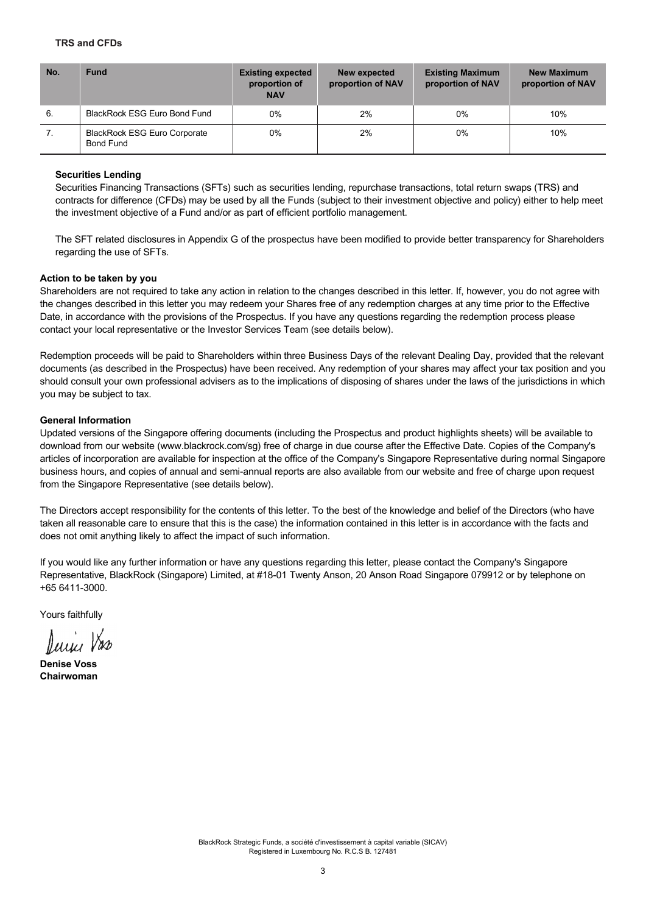**TRS and CFDs**

| No. | Fund | Existing expected proportion of NAV | New expected proportion of NAV | Existing Maximum proportion of NAV | New Maximum proportion of NAV |
|---|---|---|---|---|---|
| 6. | BlackRock ESG Euro Bond Fund | 0% | 2% | 0% | 10% |
| 7. | BlackRock ESG Euro Corporate Bond Fund | 0% | 2% | 0% | 10% |

**Securities Lending**

Securities Financing Transactions (SFTs) such as securities lending, repurchase transactions, total return swaps (TRS) and contracts for difference (CFDs) may be used by all the Funds (subject to their investment objective and policy) either to help meet the investment objective of a Fund and/or as part of efficient portfolio management.

The SFT related disclosures in Appendix G of the prospectus have been modified to provide better transparency for Shareholders regarding the use of SFTs.

**Action to be taken by you**

Shareholders are not required to take any action in relation to the changes described in this letter. If, however, you do not agree with the changes described in this letter you may redeem your Shares free of any redemption charges at any time prior to the Effective Date, in accordance with the provisions of the Prospectus. If you have any questions regarding the redemption process please contact your local representative or the Investor Services Team (see details below).

Redemption proceeds will be paid to Shareholders within three Business Days of the relevant Dealing Day, provided that the relevant documents (as described in the Prospectus) have been received. Any redemption of your shares may affect your tax position and you should consult your own professional advisers as to the implications of disposing of shares under the laws of the jurisdictions in which you may be subject to tax.

**General Information**

Updated versions of the Singapore offering documents (including the Prospectus and product highlights sheets) will be available to download from our website (www.blackrock.com/sg) free of charge in due course after the Effective Date. Copies of the Company's articles of incorporation are available for inspection at the office of the Company's Singapore Representative during normal Singapore business hours, and copies of annual and semi-annual reports are also available from our website and free of charge upon request from the Singapore Representative (see details below).

The Directors accept responsibility for the contents of this letter. To the best of the knowledge and belief of the Directors (who have taken all reasonable care to ensure that this is the case) the information contained in this letter is in accordance with the facts and does not omit anything likely to affect the impact of such information.

If you would like any further information or have any questions regarding this letter, please contact the Company's Singapore Representative, BlackRock (Singapore) Limited, at #18-01 Twenty Anson, 20 Anson Road Singapore 079912 or by telephone on +65 6411-3000.

Yours faithfully

**Denise Voss**
**Chairwoman**

BlackRock Strategic Funds, a société d'investissement à capital variable (SICAV)
Registered in Luxembourg No. R.C.S B. 127481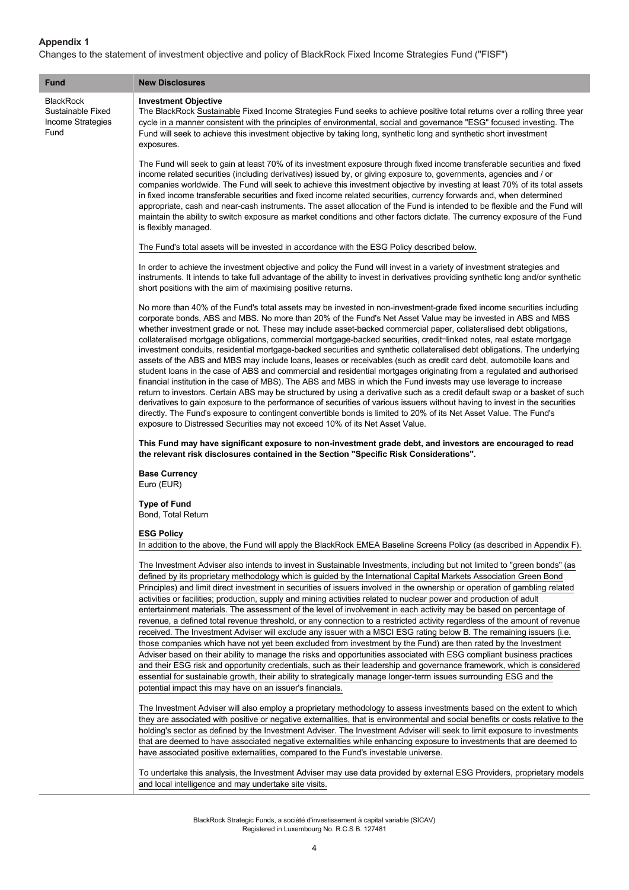**Appendix 1**

Changes to the statement of investment objective and policy of BlackRock Fixed Income Strategies Fund ("FISF")

| Fund | New Disclosures |
|---|---|
| BlackRock Sustainable Fixed Income Strategies Fund | **Investment Objective**<br>The BlackRock Sustainable Fixed Income Strategies Fund seeks to achieve positive total returns over a rolling three year cycle in a manner consistent with the principles of environmental, social and governance "ESG" focused investing. The Fund will seek to achieve this investment objective by taking long, synthetic long and synthetic short investment exposures.<br><br>The Fund will seek to gain at least 70% of its investment exposure through fixed income transferable securities and fixed income related securities (including derivatives) issued by, or giving exposure to, governments, agencies and / or companies worldwide. The Fund will seek to achieve this investment objective by investing at least 70% of its total assets in fixed income transferable securities and fixed income related securities, currency forwards and, when determined appropriate, cash and near-cash instruments. The asset allocation of the Fund is intended to be flexible and the Fund will maintain the ability to switch exposure as market conditions and other factors dictate. The currency exposure of the Fund is flexibly managed.<br><br>The Fund's total assets will be invested in accordance with the ESG Policy described below.<br><br>In order to achieve the investment objective and policy the Fund will invest in a variety of investment strategies and instruments. It intends to take full advantage of the ability to invest in derivatives providing synthetic long and/or synthetic short positions with the aim of maximising positive returns.<br><br>No more than 40% of the Fund's total assets may be invested in non-investment-grade fixed income securities including corporate bonds, ABS and MBS. No more than 20% of the Fund's Net Asset Value may be invested in ABS and MBS whether investment grade or not. These may include asset-backed commercial paper, collateralised debt obligations, collateralised mortgage obligations, commercial mortgage-backed securities, credit-linked notes, real estate mortgage investment conduits, residential mortgage-backed securities and synthetic collateralised debt obligations. The underlying assets of the ABS and MBS may include loans, leases or receivables (such as credit card debt, automobile loans and student loans in the case of ABS and commercial and residential mortgages originating from a regulated and authorised financial institution in the case of MBS). The ABS and MBS in which the Fund invests may use leverage to increase return to investors. Certain ABS may be structured by using a derivative such as a credit default swap or a basket of such derivatives to gain exposure to the performance of securities of various issuers without having to invest in the securities directly. The Fund's exposure to contingent convertible bonds is limited to 20% of its Net Asset Value. The Fund's exposure to Distressed Securities may not exceed 10% of its Net Asset Value.<br><br>**This Fund may have significant exposure to non-investment grade debt, and investors are encouraged to read the relevant risk disclosures contained in the Section "Specific Risk Considerations".**<br><br>**Base Currency**<br>Euro (EUR)<br><br>**Type of Fund**<br>Bond, Total Return<br><br>**ESG Policy**<br>In addition to the above, the Fund will apply the BlackRock EMEA Baseline Screens Policy (as described in Appendix F).<br><br>The Investment Adviser also intends to invest in Sustainable Investments, including but not limited to "green bonds" (as defined by its proprietary methodology which is guided by the International Capital Markets Association Green Bond Principles) and limit direct investment in securities of issuers involved in the ownership or operation of gambling related activities or facilities; production, supply and mining activities related to nuclear power and production of adult entertainment materials. The assessment of the level of involvement in each activity may be based on percentage of revenue, a defined total revenue threshold, or any connection to a restricted activity regardless of the amount of revenue received. The Investment Adviser will exclude any issuer with a MSCI ESG rating below B. The remaining issuers (i.e. those companies which have not yet been excluded from investment by the Fund) are then rated by the Investment Adviser based on their ability to manage the risks and opportunities associated with ESG compliant business practices and their ESG risk and opportunity credentials, such as their leadership and governance framework, which is considered essential for sustainable growth, their ability to strategically manage longer-term issues surrounding ESG and the potential impact this may have on an issuer's financials.<br><br>The Investment Adviser will also employ a proprietary methodology to assess investments based on the extent to which they are associated with positive or negative externalities, that is environmental and social benefits or costs relative to the holding's sector as defined by the Investment Adviser. The Investment Adviser will seek to limit exposure to investments that are deemed to have associated negative externalities while enhancing exposure to investments that are deemed to have associated positive externalities, compared to the Fund's investable universe.<br><br>To undertake this analysis, the Investment Adviser may use data provided by external ESG Providers, proprietary models and local intelligence and may undertake site visits. |

BlackRock Strategic Funds, a société d'investissement à capital variable (SICAV)
Registered in Luxembourg No. R.C.S B. 127481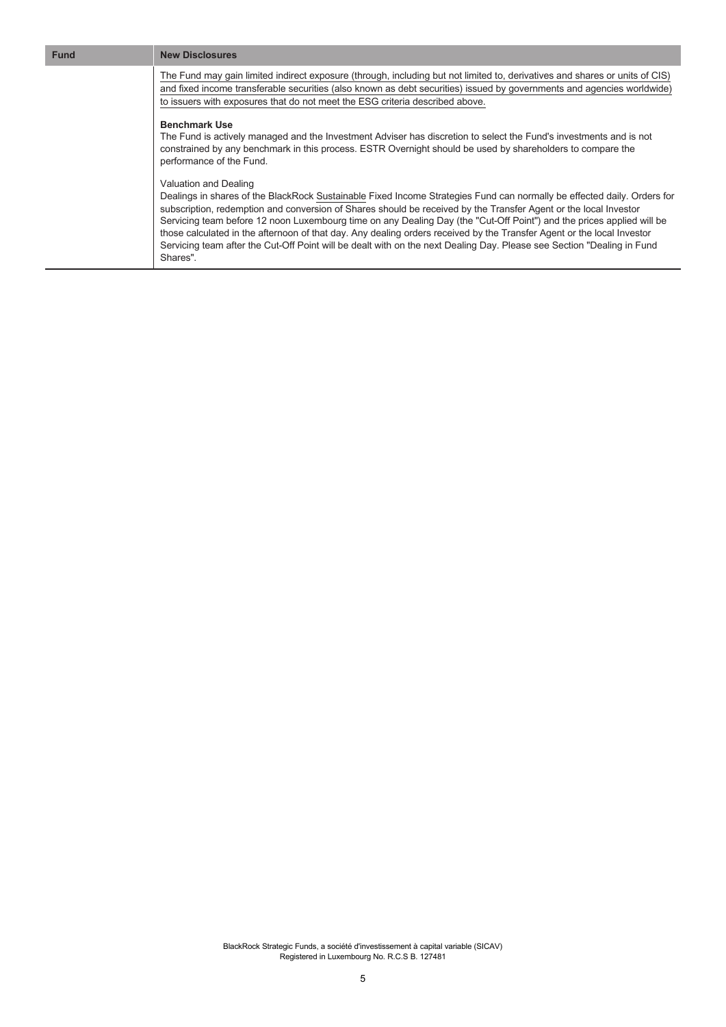| Fund | New Disclosures |
|---|---|
| | The Fund may gain limited indirect exposure (through, including but not limited to, derivatives and shares or units of CIS) and fixed income transferable securities (also known as debt securities) issued by governments and agencies worldwide) to issuers with exposures that do not meet the ESG criteria described above.<br><br>**Benchmark Use**<br>The Fund is actively managed and the Investment Adviser has discretion to select the Fund's investments and is not constrained by any benchmark in this process. ESTR Overnight should be used by shareholders to compare the performance of the Fund.<br><br>Valuation and Dealing<br>Dealings in shares of the BlackRock Sustainable Fixed Income Strategies Fund can normally be effected daily. Orders for subscription, redemption and conversion of Shares should be received by the Transfer Agent or the local Investor Servicing team before 12 noon Luxembourg time on any Dealing Day (the "Cut-Off Point") and the prices applied will be those calculated in the afternoon of that day. Any dealing orders received by the Transfer Agent or the local Investor Servicing team after the Cut-Off Point will be dealt with on the next Dealing Day. Please see Section "Dealing in Fund Shares". |

BlackRock Strategic Funds, a société d'investissement à capital variable (SICAV)
Registered in Luxembourg No. R.C.S B. 127481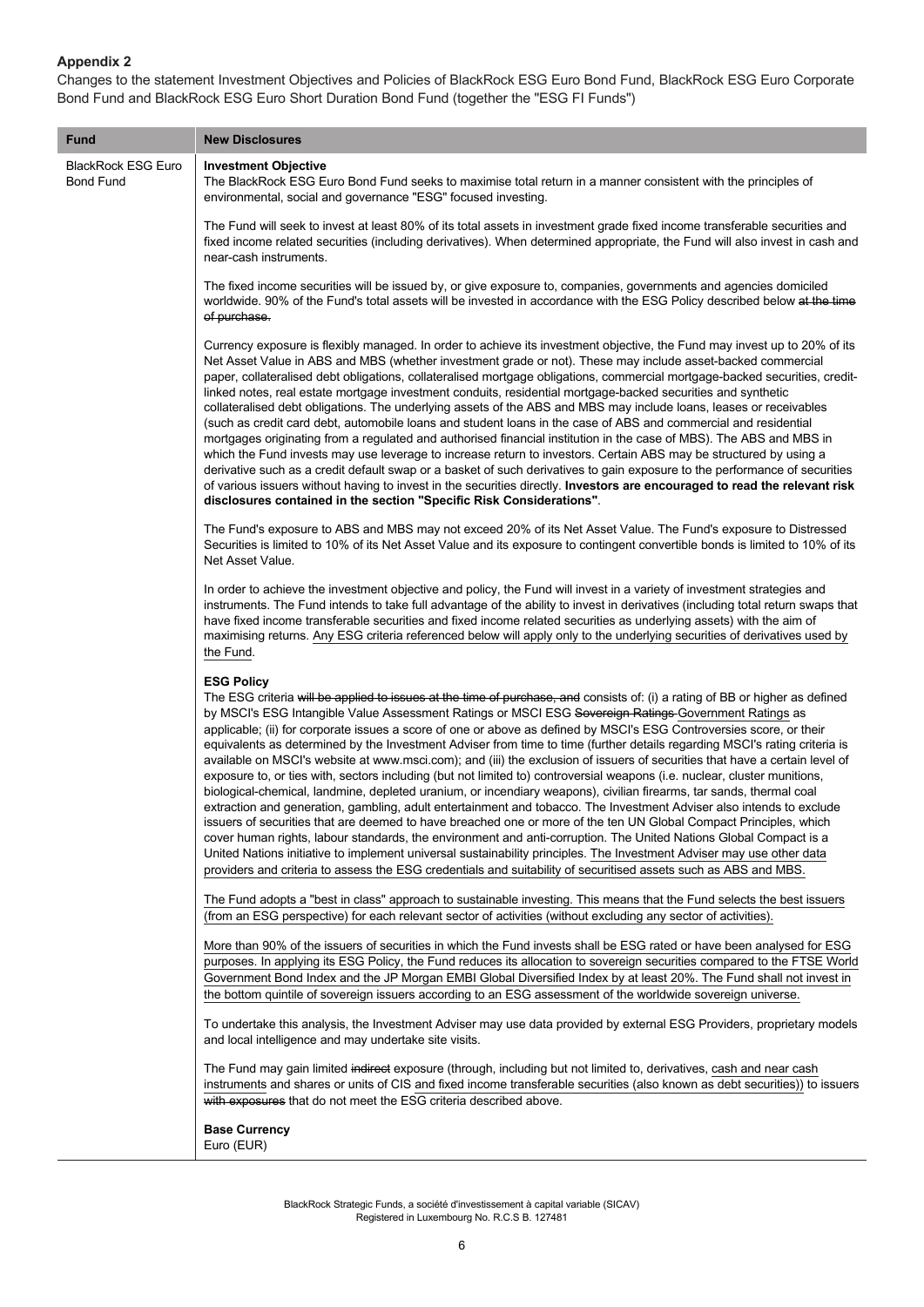**Appendix 2**

Changes to the statement Investment Objectives and Policies of BlackRock ESG Euro Bond Fund, BlackRock ESG Euro Corporate Bond Fund and BlackRock ESG Euro Short Duration Bond Fund (together the "ESG FI Funds")

| Fund | New Disclosures |
|---|---|
| BlackRock ESG Euro Bond Fund | **Investment Objective**<br>The BlackRock ESG Euro Bond Fund seeks to maximise total return in a manner consistent with the principles of environmental, social and governance "ESG" focused investing.<br><br>The Fund will seek to invest at least 80% of its total assets in investment grade fixed income transferable securities and fixed income related securities (including derivatives). When determined appropriate, the Fund will also invest in cash and near-cash instruments.<br><br>The fixed income securities will be issued by, or give exposure to, companies, governments and agencies domiciled worldwide. 90% of the Fund's total assets will be invested in accordance with the ESG Policy described below ~~at the time of purchase.~~<br><br>Currency exposure is flexibly managed. In order to achieve its investment objective, the Fund may invest up to 20% of its Net Asset Value in ABS and MBS (whether investment grade or not). These may include asset-backed commercial paper, collateralised debt obligations, collateralised mortgage obligations, commercial mortgage-backed securities, credit-linked notes, real estate mortgage investment conduits, residential mortgage-backed securities and synthetic collateralised debt obligations. The underlying assets of the ABS and MBS may include loans, leases or receivables (such as credit card debt, automobile loans and student loans in the case of ABS and commercial and residential mortgages originating from a regulated and authorised financial institution in the case of MBS). The ABS and MBS in which the Fund invests may use leverage to increase return to investors. Certain ABS may be structured by using a derivative such as a credit default swap or a basket of such derivatives to gain exposure to the performance of securities of various issuers without having to invest in the securities directly. **Investors are encouraged to read the relevant risk disclosures contained in the section "Specific Risk Considerations"**.<br><br>The Fund's exposure to ABS and MBS may not exceed 20% of its Net Asset Value. The Fund's exposure to Distressed Securities is limited to 10% of its Net Asset Value and its exposure to contingent convertible bonds is limited to 10% of its Net Asset Value.<br><br>In order to achieve the investment objective and policy, the Fund will invest in a variety of investment strategies and instruments. The Fund intends to take full advantage of the ability to invest in derivatives (including total return swaps that have fixed income transferable securities and fixed income related securities as underlying assets) with the aim of maximising returns. <ins>Any ESG criteria referenced below will apply only to the underlying securities of derivatives used by the Fund</ins>.<br><br>**ESG Policy**<br>The ESG criteria ~~will be applied to issues at the time of purchase, and~~ consists of: (i) a rating of BB or higher as defined by MSCI's ESG Intangible Value Assessment Ratings or MSCI ESG ~~Sovereign Ratings~~ <ins>Government Ratings</ins> as applicable; (ii) for corporate issues a score of one or above as defined by MSCI's ESG Controversies score, or their equivalents as determined by the Investment Adviser from time to time (further details regarding MSCI's rating criteria is available on MSCI's website at www.msci.com); and (iii) the exclusion of issuers of securities that have a certain level of exposure to, or ties with, sectors including (but not limited to) controversial weapons (i.e. nuclear, cluster munitions, biological-chemical, landmine, depleted uranium, or incendiary weapons), civilian firearms, tar sands, thermal coal extraction and generation, gambling, adult entertainment and tobacco. The Investment Adviser also intends to exclude issuers of securities that are deemed to have breached one or more of the ten UN Global Compact Principles, which cover human rights, labour standards, the environment and anti-corruption. The United Nations Global Compact is a United Nations initiative to implement universal sustainability principles. <ins>The Investment Adviser may use other data providers and criteria to assess the ESG credentials and suitability of securitised assets such as ABS and MBS.</ins><br><br><ins>The Fund adopts a "best in class" approach to sustainable investing. This means that the Fund selects the best issuers (from an ESG perspective) for each relevant sector of activities (without excluding any sector of activities).</ins><br><br><ins>More than 90% of the issuers of securities in which the Fund invests shall be ESG rated or have been analysed for ESG purposes. In applying its ESG Policy, the Fund reduces its allocation to sovereign securities compared to the FTSE World Government Bond Index and the JP Morgan EMBI Global Diversified Index by at least 20%. The Fund shall not invest in the bottom quintile of sovereign issuers according to an ESG assessment of the worldwide sovereign universe.</ins><br><br>To undertake this analysis, the Investment Adviser may use data provided by external ESG Providers, proprietary models and local intelligence and may undertake site visits.<br><br>The Fund may gain limited ~~indirect~~ exposure (through, including but not limited to, derivatives, <ins>cash and near cash instruments</ins> and shares or units of CIS <ins>and fixed income transferable securities (also known as debt securities)</ins>) to issuers ~~with exposures~~ that do not meet the ESG criteria described above.<br><br>**Base Currency**<br>Euro (EUR) |

BlackRock Strategic Funds, a société d'investissement à capital variable (SICAV)
Registered in Luxembourg No. R.C.S B. 127481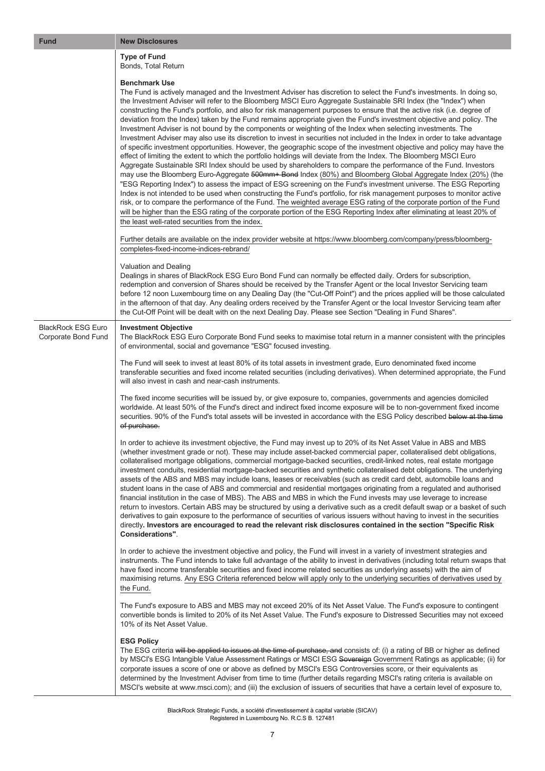| Fund | New Disclosures |
| --- | --- |
| | **Type of Fund**<br>Bonds, Total Return<br><br>**Benchmark Use**<br>The Fund is actively managed and the Investment Adviser has discretion to select the Fund's investments. In doing so, the Investment Adviser will refer to the Bloomberg MSCI Euro Aggregate Sustainable SRI Index (the "Index") when constructing the Fund's portfolio, and also for risk management purposes to ensure that the active risk (i.e. degree of deviation from the Index) taken by the Fund remains appropriate given the Fund's investment objective and policy. The Investment Adviser is not bound by the components or weighting of the Index when selecting investments. The Investment Adviser may also use its discretion to invest in securities not included in the Index in order to take advantage of specific investment opportunities. However, the geographic scope of the investment objective and policy may have the effect of limiting the extent to which the portfolio holdings will deviate from the Index. The Bloomberg MSCI Euro Aggregate Sustainable SRI Index should be used by shareholders to compare the performance of the Fund. Investors may use the Bloomberg Euro-Aggregate ~~500mm+ Bond~~ Index (80%) and Bloomberg Global Aggregate Index (20%) (the "ESG Reporting Index") to assess the impact of ESG screening on the Fund's investment universe. The ESG Reporting Index is not intended to be used when constructing the Fund's portfolio, for risk management purposes to monitor active risk, or to compare the performance of the Fund. The weighted average ESG rating of the corporate portion of the Fund will be higher than the ESG rating of the corporate portion of the ESG Reporting Index after eliminating at least 20% of the least well-rated securities from the index.<br><br>Further details are available on the index provider website at https://www.bloomberg.com/company/press/bloomberg-completes-fixed-income-indices-rebrand/<br><br>Valuation and Dealing<br>Dealings in shares of BlackRock ESG Euro Bond Fund can normally be effected daily. Orders for subscription, redemption and conversion of Shares should be received by the Transfer Agent or the local Investor Servicing team before 12 noon Luxembourg time on any Dealing Day (the "Cut-Off Point") and the prices applied will be those calculated in the afternoon of that day. Any dealing orders received by the Transfer Agent or the local Investor Servicing team after the Cut-Off Point will be dealt with on the next Dealing Day. Please see Section "Dealing in Fund Shares". |
| BlackRock ESG Euro Corporate Bond Fund | **Investment Objective**<br>The BlackRock ESG Euro Corporate Bond Fund seeks to maximise total return in a manner consistent with the principles of environmental, social and governance "ESG" focused investing.<br><br>The Fund will seek to invest at least 80% of its total assets in investment grade, Euro denominated fixed income transferable securities and fixed income related securities (including derivatives). When determined appropriate, the Fund will also invest in cash and near-cash instruments.<br><br>The fixed income securities will be issued by, or give exposure to, companies, governments and agencies domiciled worldwide. At least 50% of the Fund's direct and indirect fixed income exposure will be to non-government fixed income securities. 90% of the Fund's total assets will be invested in accordance with the ESG Policy described ~~below at the time of purchase.~~<br><br>In order to achieve its investment objective, the Fund may invest up to 20% of its Net Asset Value in ABS and MBS (whether investment grade or not). These may include asset-backed commercial paper, collateralised debt obligations, collateralised mortgage obligations, commercial mortgage-backed securities, credit-linked notes, real estate mortgage investment conduits, residential mortgage-backed securities and synthetic collateralised debt obligations. The underlying assets of the ABS and MBS may include loans, leases or receivables (such as credit card debt, automobile loans and student loans in the case of ABS and commercial and residential mortgages originating from a regulated and authorised financial institution in the case of MBS). The ABS and MBS in which the Fund invests may use leverage to increase return to investors. Certain ABS may be structured by using a derivative such as a credit default swap or a basket of such derivatives to gain exposure to the performance of securities of various issuers without having to invest in the securities directly**. Investors are encouraged to read the relevant risk disclosures contained in the section "Specific Risk Considerations"**.<br><br>In order to achieve the investment objective and policy, the Fund will invest in a variety of investment strategies and instruments. The Fund intends to take full advantage of the ability to invest in derivatives (including total return swaps that have fixed income transferable securities and fixed income related securities as underlying assets) with the aim of maximising returns. Any ESG Criteria referenced below will apply only to the underlying securities of derivatives used by the Fund.<br><br>The Fund's exposure to ABS and MBS may not exceed 20% of its Net Asset Value. The Fund's exposure to contingent convertible bonds is limited to 20% of its Net Asset Value. The Fund's exposure to Distressed Securities may not exceed 10% of its Net Asset Value.<br><br>**ESG Policy**<br>The ESG criteria ~~will be applied to issues at the time of purchase, and~~ consists of: (i) a rating of BB or higher as defined by MSCI's ESG Intangible Value Assessment Ratings or MSCI ESG ~~Sovereign~~ Government Ratings as applicable; (ii) for corporate issues a score of one or above as defined by MSCI's ESG Controversies score, or their equivalents as determined by the Investment Adviser from time to time (further details regarding MSCI's rating criteria is available on MSCI's website at www.msci.com); and (iii) the exclusion of issuers of securities that have a certain level of exposure to, |

BlackRock Strategic Funds, a société d'investissement à capital variable (SICAV)
Registered in Luxembourg No. R.C.S B. 127481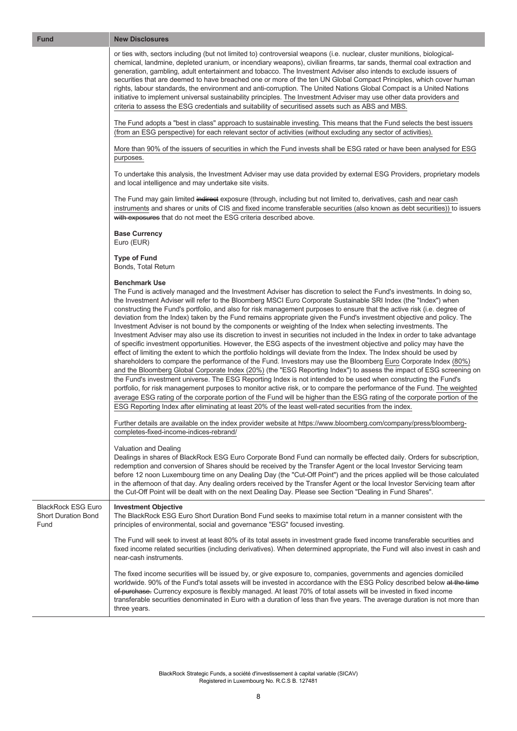| Fund | New Disclosures |
|---|---|
| | or ties with, sectors including (but not limited to) controversial weapons (i.e. nuclear, cluster munitions, biological-chemical, landmine, depleted uranium, or incendiary weapons), civilian firearms, tar sands, thermal coal extraction and generation, gambling, adult entertainment and tobacco. The Investment Adviser also intends to exclude issuers of securities that are deemed to have breached one or more of the ten UN Global Compact Principles, which cover human rights, labour standards, the environment and anti-corruption. The United Nations Global Compact is a United Nations initiative to implement universal sustainability principles. The Investment Adviser may use other data providers and criteria to assess the ESG credentials and suitability of securitised assets such as ABS and MBS.<br><br>The Fund adopts a "best in class" approach to sustainable investing. This means that the Fund selects the best issuers (from an ESG perspective) for each relevant sector of activities (without excluding any sector of activities).<br><br>More than 90% of the issuers of securities in which the Fund invests shall be ESG rated or have been analysed for ESG purposes.<br><br>To undertake this analysis, the Investment Adviser may use data provided by external ESG Providers, proprietary models and local intelligence and may undertake site visits.<br><br>The Fund may gain limited ~~indirect~~ exposure (through, including but not limited to, derivatives, cash and near cash instruments and shares or units of CIS and fixed income transferable securities (also known as debt securities)) to issuers ~~with exposures~~ that do not meet the ESG criteria described above.<br><br>**Base Currency**<br>Euro (EUR)<br><br>**Type of Fund**<br>Bonds, Total Return<br><br>**Benchmark Use**<br>The Fund is actively managed and the Investment Adviser has discretion to select the Fund's investments. In doing so, the Investment Adviser will refer to the Bloomberg MSCI Euro Corporate Sustainable SRI Index (the "Index") when constructing the Fund's portfolio, and also for risk management purposes to ensure that the active risk (i.e. degree of deviation from the Index) taken by the Fund remains appropriate given the Fund's investment objective and policy. The Investment Adviser is not bound by the components or weighting of the Index when selecting investments. The Investment Adviser may also use its discretion to invest in securities not included in the Index in order to take advantage of specific investment opportunities. However, the ESG aspects of the investment objective and policy may have the effect of limiting the extent to which the portfolio holdings will deviate from the Index. The Index should be used by shareholders to compare the performance of the Fund. Investors may use the Bloomberg Euro Corporate Index (80%) and the Bloomberg Global Corporate Index (20%) (the "ESG Reporting Index") to assess the impact of ESG screening on the Fund's investment universe. The ESG Reporting Index is not intended to be used when constructing the Fund's portfolio, for risk management purposes to monitor active risk, or to compare the performance of the Fund. The weighted average ESG rating of the corporate portion of the Fund will be higher than the ESG rating of the corporate portion of the ESG Reporting Index after eliminating at least 20% of the least well-rated securities from the index.<br><br>Further details are available on the index provider website at https://www.bloomberg.com/company/press/bloomberg-completes-fixed-income-indices-rebrand/<br><br>Valuation and Dealing<br>Dealings in shares of BlackRock ESG Euro Corporate Bond Fund can normally be effected daily. Orders for subscription, redemption and conversion of Shares should be received by the Transfer Agent or the local Investor Servicing team before 12 noon Luxembourg time on any Dealing Day (the "Cut-Off Point") and the prices applied will be those calculated in the afternoon of that day. Any dealing orders received by the Transfer Agent or the local Investor Servicing team after the Cut-Off Point will be dealt with on the next Dealing Day. Please see Section "Dealing in Fund Shares". |
| BlackRock ESG Euro Short Duration Bond Fund | **Investment Objective**<br>The BlackRock ESG Euro Short Duration Bond Fund seeks to maximise total return in a manner consistent with the principles of environmental, social and governance "ESG" focused investing.<br><br>The Fund will seek to invest at least 80% of its total assets in investment grade fixed income transferable securities and fixed income related securities (including derivatives). When determined appropriate, the Fund will also invest in cash and near-cash instruments.<br><br>The fixed income securities will be issued by, or give exposure to, companies, governments and agencies domiciled worldwide. 90% of the Fund's total assets will be invested in accordance with the ESG Policy described below ~~at the time of purchase.~~ Currency exposure is flexibly managed. At least 70% of total assets will be invested in fixed income transferable securities denominated in Euro with a duration of less than five years. The average duration is not more than three years. |

BlackRock Strategic Funds, a société d'investissement à capital variable (SICAV)
Registered in Luxembourg No. R.C.S B. 127481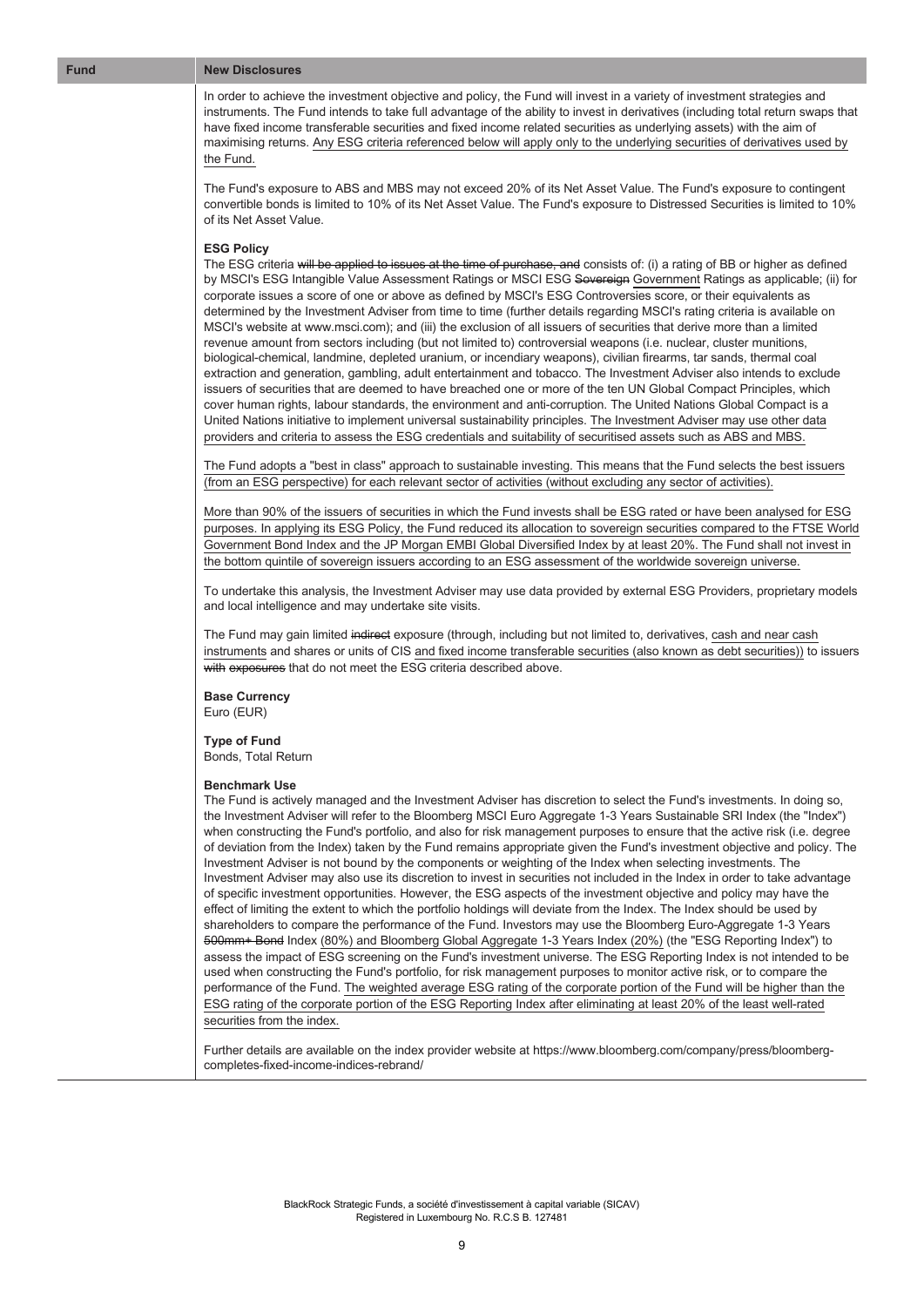| Fund | New Disclosures |
|---|---|
| | In order to achieve the investment objective and policy, the Fund will invest in a variety of investment strategies and instruments. The Fund intends to take full advantage of the ability to invest in derivatives (including total return swaps that have fixed income transferable securities and fixed income related securities as underlying assets) with the aim of maximising returns. Any ESG criteria referenced below will apply only to the underlying securities of derivatives used by the Fund.<br><br>The Fund's exposure to ABS and MBS may not exceed 20% of its Net Asset Value. The Fund's exposure to contingent convertible bonds is limited to 10% of its Net Asset Value. The Fund's exposure to Distressed Securities is limited to 10% of its Net Asset Value.<br><br>**ESG Policy**<br>The ESG criteria ~~will be applied to issues at the time of purchase, and~~ consists of: (i) a rating of BB or higher as defined by MSCI's ESG Intangible Value Assessment Ratings or MSCI ESG ~~Sovereign~~ Government Ratings as applicable; (ii) for corporate issues a score of one or above as defined by MSCI's ESG Controversies score, or their equivalents as determined by the Investment Adviser from time to time (further details regarding MSCI's rating criteria is available on MSCI's website at www.msci.com); and (iii) the exclusion of all issuers of securities that derive more than a limited revenue amount from sectors including (but not limited to) controversial weapons (i.e. nuclear, cluster munitions, biological-chemical, landmine, depleted uranium, or incendiary weapons), civilian firearms, tar sands, thermal coal extraction and generation, gambling, adult entertainment and tobacco. The Investment Adviser also intends to exclude issuers of securities that are deemed to have breached one or more of the ten UN Global Compact Principles, which cover human rights, labour standards, the environment and anti-corruption. The United Nations Global Compact is a United Nations initiative to implement universal sustainability principles. The Investment Adviser may use other data providers and criteria to assess the ESG credentials and suitability of securitised assets such as ABS and MBS.<br><br>The Fund adopts a "best in class" approach to sustainable investing. This means that the Fund selects the best issuers (from an ESG perspective) for each relevant sector of activities (without excluding any sector of activities).<br><br>More than 90% of the issuers of securities in which the Fund invests shall be ESG rated or have been analysed for ESG purposes. In applying its ESG Policy, the Fund reduced its allocation to sovereign securities compared to the FTSE World Government Bond Index and the JP Morgan EMBI Global Diversified Index by at least 20%. The Fund shall not invest in the bottom quintile of sovereign issuers according to an ESG assessment of the worldwide sovereign universe.<br><br>To undertake this analysis, the Investment Adviser may use data provided by external ESG Providers, proprietary models and local intelligence and may undertake site visits.<br><br>The Fund may gain limited ~~indirect~~ exposure (through, including but not limited to, derivatives, cash and near cash instruments and shares or units of CIS and fixed income transferable securities (also known as debt securities)) to issuers ~~with exposures~~ that do not meet the ESG criteria described above.<br><br>**Base Currency**<br>Euro (EUR)<br><br>**Type of Fund**<br>Bonds, Total Return<br><br>**Benchmark Use**<br>The Fund is actively managed and the Investment Adviser has discretion to select the Fund's investments. In doing so, the Investment Adviser will refer to the Bloomberg MSCI Euro Aggregate 1-3 Years Sustainable SRI Index (the "Index") when constructing the Fund's portfolio, and also for risk management purposes to ensure that the active risk (i.e. degree of deviation from the Index) taken by the Fund remains appropriate given the Fund's investment objective and policy. The Investment Adviser is not bound by the components or weighting of the Index when selecting investments. The Investment Adviser may also use its discretion to invest in securities not included in the Index in order to take advantage of specific investment opportunities. However, the ESG aspects of the investment objective and policy may have the effect of limiting the extent to which the portfolio holdings will deviate from the Index. The Index should be used by shareholders to compare the performance of the Fund. Investors may use the Bloomberg Euro-Aggregate 1-3 Years ~~500mm+ Bond~~ Index (80%) and Bloomberg Global Aggregate 1-3 Years Index (20%) (the "ESG Reporting Index") to assess the impact of ESG screening on the Fund's investment universe. The ESG Reporting Index is not intended to be used when constructing the Fund's portfolio, for risk management purposes to monitor active risk, or to compare the performance of the Fund. The weighted average ESG rating of the corporate portion of the Fund will be higher than the ESG rating of the corporate portion of the ESG Reporting Index after eliminating at least 20% of the least well-rated securities from the index.<br><br>Further details are available on the index provider website at https://www.bloomberg.com/company/press/bloomberg-completes-fixed-income-indices-rebrand/ |

BlackRock Strategic Funds, a société d'investissement à capital variable (SICAV)
Registered in Luxembourg No. R.C.S B. 127481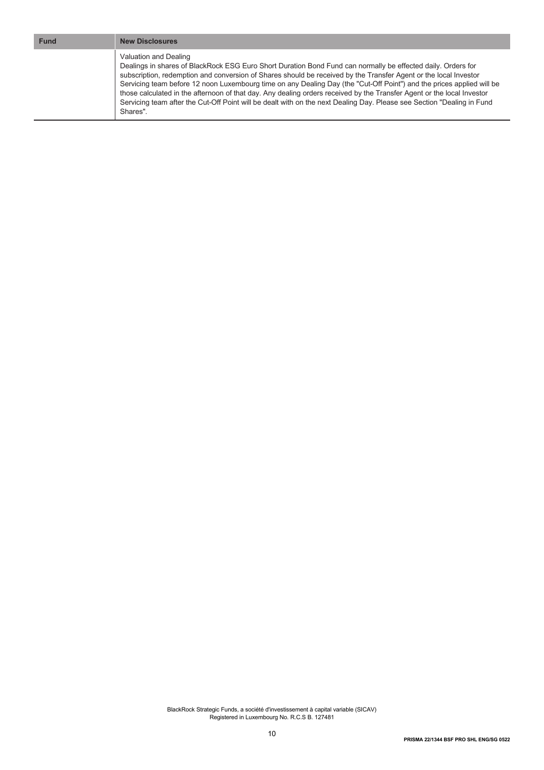| Fund | New Disclosures |
| --- | --- |
| | Valuation and Dealing<br>Dealings in shares of BlackRock ESG Euro Short Duration Bond Fund can normally be effected daily. Orders for subscription, redemption and conversion of Shares should be received by the Transfer Agent or the local Investor Servicing team before 12 noon Luxembourg time on any Dealing Day (the "Cut-Off Point") and the prices applied will be those calculated in the afternoon of that day. Any dealing orders received by the Transfer Agent or the local Investor Servicing team after the Cut-Off Point will be dealt with on the next Dealing Day. Please see Section "Dealing in Fund Shares". |

BlackRock Strategic Funds, a société d'investissement à capital variable (SICAV)
Registered in Luxembourg No. R.C.S B. 127481

PRISMA 22/1344 BSF PRO SHL ENG/SG 0522